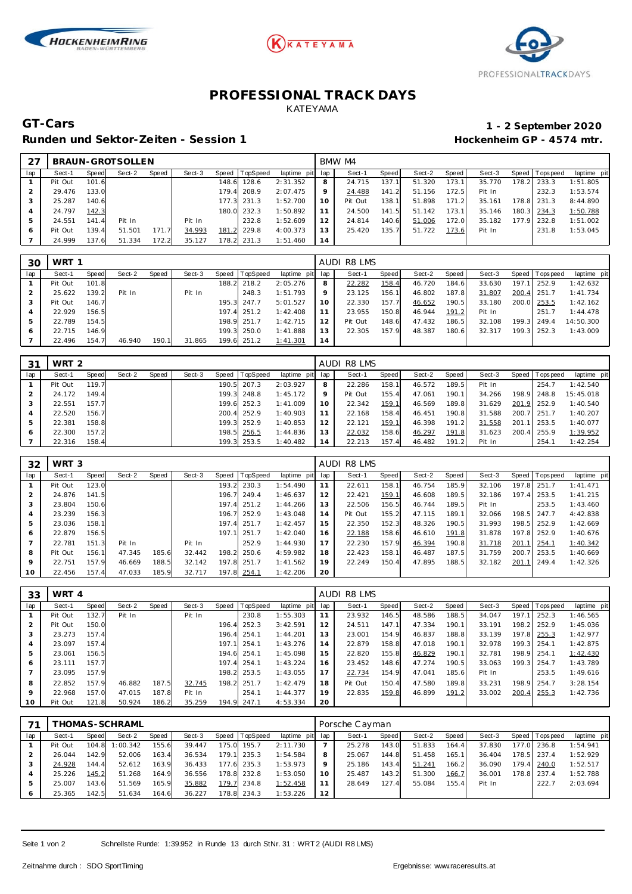# PROFESSIONAL TRACK DAYS

KATEYAMA

## GT-Cars

**Runden und Sektor-Zeiten - Session 1**

**1 - 2 September 2020**

**Hockenheim GP - 4574 mtr.**

| 27 | BRAUN-GROTSOLLEN | | | | | | | | BMW M4 | | | | | | | | |
|---|---|---|---|---|---|---|---|---|---|---|---|---|---|---|---|---|---|
| lap | Sect-1 | Speed | Sect-2 | Speed | Sect-3 | Speed | TopSpeed | laptime pit | lap | Sect-1 | Speed | Sect-2 | Speed | Sect-3 | Speed | Topspeed | laptime pit |
| 1 | Pit Out | 101.6 | | | | 148.6 | 128.6 | 2:31.352 | 8 | 24.715 | 137.1 | 51.320 | 173.1 | 35.770 | 178.2 | 233.3 | 1:51.805 |
| 2 | 29.476 | 133.0 | | | | 179.4 | 208.9 | 2:07.475 | 9 | 24.488 | 141.2 | 51.156 | 172.5 | Pit In | | 232.3 | 1:53.574 |
| 3 | 25.287 | 140.6 | | | | 177.3 | 231.3 | 1:52.700 | 10 | Pit Out | 138.1 | 51.898 | 171.2 | 35.161 | 178.8 | 231.3 | 8:44.890 |
| 4 | 24.797 | 142.3 | | | | 180.0 | 232.3 | 1:50.892 | 11 | 24.500 | 141.5 | 51.142 | 173.1 | 35.146 | 180.3 | 234.3 | 1:50.788 |
| 5 | 24.551 | 141.4 | Pit In | | Pit In | | 232.8 | 1:52.609 | 12 | 24.814 | 140.6 | 51.006 | 172.0 | 35.182 | 177.9 | 232.8 | 1:51.002 |
| 6 | Pit Out | 139.4 | 51.501 | 171.7 | 34.993 | 181.2 | 229.8 | 4:00.373 | 13 | 25.420 | 135.7 | 51.722 | 173.6 | Pit In | | 231.8 | 1:53.045 |
| 7 | 24.999 | 137.6 | 51.334 | 172.2 | 35.127 | 178.2 | 231.3 | 1:51.460 | 14 | | | | | | | | |

| 30 | WRT 1 | | | | | | | | AUDI R8 LMS | | | | | | | | |
|---|---|---|---|---|---|---|---|---|---|---|---|---|---|---|---|---|---|
| lap | Sect-1 | Speed | Sect-2 | Speed | Sect-3 | Speed | TopSpeed | laptime pit | lap | Sect-1 | Speed | Sect-2 | Speed | Sect-3 | Speed | Topspeed | laptime pit |
| 1 | Pit Out | 101.8 | | | | 188.2 | 218.2 | 2:05.276 | 8 | 22.282 | 158.4 | 46.720 | 184.6 | 33.630 | 197.1 | 252.9 | 1:42.632 |
| 2 | 25.622 | 139.2 | Pit In | | Pit In | | 248.3 | 1:51.793 | 9 | 23.125 | 156.1 | 46.802 | 187.8 | 31.807 | 200.4 | 251.7 | 1:41.734 |
| 3 | Pit Out | 146.7 | | | | 195.3 | 247.7 | 5:01.527 | 10 | 22.330 | 157.7 | 46.652 | 190.5 | 33.180 | 200.0 | 253.5 | 1:42.162 |
| 4 | 22.929 | 156.5 | | | | 197.4 | 251.2 | 1:42.408 | 11 | 23.955 | 150.8 | 46.944 | 191.2 | Pit In | | 251.7 | 1:44.478 |
| 5 | 22.789 | 154.5 | | | | 198.9 | 251.7 | 1:42.715 | 12 | Pit Out | 148.6 | 47.432 | 186.5 | 32.108 | 199.3 | 249.4 | 14:50.300 |
| 6 | 22.715 | 146.9 | | | | 199.3 | 250.0 | 1:41.888 | 13 | 22.305 | 157.9 | 48.387 | 180.6 | 32.317 | 199.3 | 252.3 | 1:43.009 |
| 7 | 22.496 | 154.7 | 46.940 | 190.1 | 31.865 | 199.6 | 251.2 | 1:41.301 | 14 | | | | | | | | |

| 31 | WRT 2 | | | | | | | | AUDI R8 LMS | | | | | | | | |
|---|---|---|---|---|---|---|---|---|---|---|---|---|---|---|---|---|---|
| lap | Sect-1 | Speed | Sect-2 | Speed | Sect-3 | Speed | TopSpeed | laptime pit | lap | Sect-1 | Speed | Sect-2 | Speed | Sect-3 | Speed | Topspeed | laptime pit |
| 1 | Pit Out | 119.7 | | | | 190.5 | 207.3 | 2:03.927 | 8 | 22.286 | 158.1 | 46.572 | 189.5 | Pit In | | 254.7 | 1:42.540 |
| 2 | 24.172 | 149.4 | | | | 199.3 | 248.8 | 1:45.172 | 9 | Pit Out | 155.4 | 47.061 | 190.1 | 34.266 | 198.9 | 248.8 | 15:45.018 |
| 3 | 22.551 | 157.7 | | | | 199.6 | 252.3 | 1:41.009 | 10 | 22.342 | 159.1 | 46.569 | 189.8 | 31.629 | 201.9 | 252.9 | 1:40.540 |
| 4 | 22.520 | 156.7 | | | | 200.4 | 252.9 | 1:40.903 | 11 | 22.168 | 158.4 | 46.451 | 190.8 | 31.588 | 200.7 | 251.7 | 1:40.207 |
| 5 | 22.381 | 158.8 | | | | 199.3 | 252.9 | 1:40.853 | 12 | 22.121 | 159.1 | 46.398 | 191.2 | 31.558 | 201.1 | 253.5 | 1:40.077 |
| 6 | 22.300 | 157.2 | | | | 198.5 | 256.5 | 1:44.836 | 13 | 22.032 | 158.6 | 46.297 | 191.8 | 31.623 | 200.4 | 255.9 | 1:39.952 |
| 7 | 22.316 | 158.4 | | | | 199.3 | 253.5 | 1:40.482 | 14 | 22.213 | 157.4 | 46.482 | 191.2 | Pit In | | 254.1 | 1:42.254 |

| 32 | WRT 3 | | | | | | | | AUDI R8 LMS | | | | | | | | |
|---|---|---|---|---|---|---|---|---|---|---|---|---|---|---|---|---|---|
| lap | Sect-1 | Speed | Sect-2 | Speed | Sect-3 | Speed | TopSpeed | laptime pit | lap | Sect-1 | Speed | Sect-2 | Speed | Sect-3 | Speed | Topspeed | laptime pit |
| 1 | Pit Out | 123.0 | | | | 193.2 | 230.3 | 1:54.490 | 11 | 22.611 | 158.1 | 46.754 | 185.9 | 32.106 | 197.8 | 251.7 | 1:41.471 |
| 2 | 24.876 | 141.5 | | | | 196.7 | 249.4 | 1:46.637 | 12 | 22.421 | 159.1 | 46.608 | 189.5 | 32.186 | 197.4 | 253.5 | 1:41.215 |
| 3 | 23.804 | 150.6 | | | | 197.4 | 251.2 | 1:44.266 | 13 | 22.506 | 156.5 | 46.744 | 189.5 | Pit In | | 253.5 | 1:43.460 |
| 4 | 23.239 | 156.3 | | | | 196.7 | 252.9 | 1:43.048 | 14 | Pit Out | 155.2 | 47.115 | 189.1 | 32.066 | 198.5 | 247.7 | 4:42.838 |
| 5 | 23.036 | 158.1 | | | | 197.4 | 251.7 | 1:42.457 | 15 | 22.350 | 152.3 | 48.326 | 190.5 | 31.993 | 198.5 | 252.9 | 1:42.669 |
| 6 | 22.879 | 156.5 | | | | 197.1 | 251.7 | 1:42.040 | 16 | 22.188 | 158.6 | 46.610 | 191.8 | 31.878 | 197.8 | 252.9 | 1:40.676 |
| 7 | 22.781 | 151.3 | Pit In | | Pit In | | 252.9 | 1:44.930 | 17 | 22.230 | 157.9 | 46.394 | 190.8 | 31.718 | 201.1 | 254.1 | 1:40.342 |
| 8 | Pit Out | 156.1 | 47.345 | 185.6 | 32.442 | 198.2 | 250.6 | 4:59.982 | 18 | 22.423 | 158.1 | 46.487 | 187.5 | 31.759 | 200.7 | 253.5 | 1:40.669 |
| 9 | 22.751 | 157.9 | 46.669 | 188.5 | 32.142 | 197.8 | 251.7 | 1:41.562 | 19 | 22.249 | 150.4 | 47.895 | 188.5 | 32.182 | 201.1 | 249.4 | 1:42.326 |
| 10 | 22.456 | 157.4 | 47.033 | 185.9 | 32.717 | 197.8 | 254.1 | 1:42.206 | 20 | | | | | | | | |

| 33 | WRT 4 | | | | | | | | AUDI R8 LMS | | | | | | | | |
|---|---|---|---|---|---|---|---|---|---|---|---|---|---|---|---|---|---|
| lap | Sect-1 | Speed | Sect-2 | Speed | Sect-3 | Speed | TopSpeed | laptime pit | lap | Sect-1 | Speed | Sect-2 | Speed | Sect-3 | Speed | Topspeed | laptime pit |
| 1 | Pit Out | 132.7 | Pit In | | Pit In | | 230.8 | 1:55.303 | 11 | 23.932 | 146.5 | 48.586 | 188.5 | 34.047 | 197.1 | 252.3 | 1:46.565 |
| 2 | Pit Out | 150.0 | | | | 196.4 | 252.3 | 3:42.591 | 12 | 24.511 | 147.1 | 47.334 | 190.1 | 33.191 | 198.2 | 252.9 | 1:45.036 |
| 3 | 23.273 | 157.4 | | | | 196.4 | 254.1 | 1:44.201 | 13 | 23.001 | 154.9 | 46.837 | 188.8 | 33.139 | 197.8 | 255.3 | 1:42.977 |
| 4 | 23.097 | 157.4 | | | | 197.1 | 254.1 | 1:43.276 | 14 | 22.879 | 158.8 | 47.018 | 190.1 | 32.978 | 199.3 | 254.1 | 1:42.875 |
| 5 | 23.061 | 156.5 | | | | 194.6 | 254.1 | 1:45.098 | 15 | 22.820 | 155.8 | 46.829 | 190.1 | 32.781 | 198.9 | 254.1 | 1:42.430 |
| 6 | 23.111 | 157.7 | | | | 197.4 | 254.1 | 1:43.224 | 16 | 23.452 | 148.6 | 47.274 | 190.5 | 33.063 | 199.3 | 254.7 | 1:43.789 |
| 7 | 23.095 | 157.9 | | | | 198.2 | 253.5 | 1:43.055 | 17 | 22.734 | 154.9 | 47.041 | 185.6 | Pit In | | 253.5 | 1:49.616 |
| 8 | 22.852 | 157.9 | 46.882 | 187.5 | 32.745 | 198.2 | 251.7 | 1:42.479 | 18 | Pit Out | 150.4 | 47.580 | 189.8 | 33.231 | 198.9 | 254.7 | 3:28.154 |
| 9 | 22.968 | 157.0 | 47.015 | 187.8 | Pit In | | 254.1 | 1:44.377 | 19 | 22.835 | 159.8 | 46.899 | 191.2 | 33.002 | 200.4 | 255.3 | 1:42.736 |
| 10 | Pit Out | 121.8 | 50.924 | 186.2 | 35.259 | 194.9 | 247.1 | 4:53.334 | 20 | | | | | | | | |

| 71 | THOMAS-SCHRAML | | | | | | | | Porsche Cayman | | | | | | | | |
|---|---|---|---|---|---|---|---|---|---|---|---|---|---|---|---|---|---|
| lap | Sect-1 | Speed | Sect-2 | Speed | Sect-3 | Speed | TopSpeed | laptime pit | lap | Sect-1 | Speed | Sect-2 | Speed | Sect-3 | Speed | Topspeed | laptime pit |
| 1 | Pit Out | 104.8 | 1:00.342 | 155.6 | 39.447 | 175.0 | 195.7 | 2:11.730 | 7 | 25.278 | 143.0 | 51.833 | 164.4 | 37.830 | 177.0 | 236.8 | 1:54.941 |
| 2 | 26.044 | 142.9 | 52.006 | 163.4 | 36.534 | 179.1 | 235.3 | 1:54.584 | 8 | 25.067 | 144.8 | 51.458 | 165.1 | 36.404 | 178.5 | 237.4 | 1:52.929 |
| 3 | 24.928 | 144.4 | 52.612 | 163.9 | 36.433 | 177.6 | 235.3 | 1:53.973 | 9 | 25.186 | 143.4 | 51.241 | 166.2 | 36.090 | 179.4 | 240.0 | 1:52.517 |
| 4 | 25.226 | 145.2 | 51.268 | 164.9 | 36.556 | 178.8 | 232.8 | 1:53.050 | 10 | 25.487 | 143.2 | 51.300 | 166.7 | 36.001 | 178.8 | 237.4 | 1:52.788 |
| 5 | 25.007 | 143.6 | 51.569 | 165.9 | 35.882 | 179.7 | 234.8 | 1:52.458 | 11 | 28.649 | 127.4 | 55.084 | 155.4 | Pit In | | 222.7 | 2:03.694 |
| 6 | 25.365 | 142.5 | 51.634 | 164.6 | 36.227 | 178.8 | 234.3 | 1:53.226 | 12 | | | | | | | | |

Schnellste Runde: 1:39.952 in Runde 13 durch StNr. 31 : WRT 2 (AUDI R8 LMS)

Zeitnahme durch : SDO SportTiming

Ergebnisse: www.raceresults.at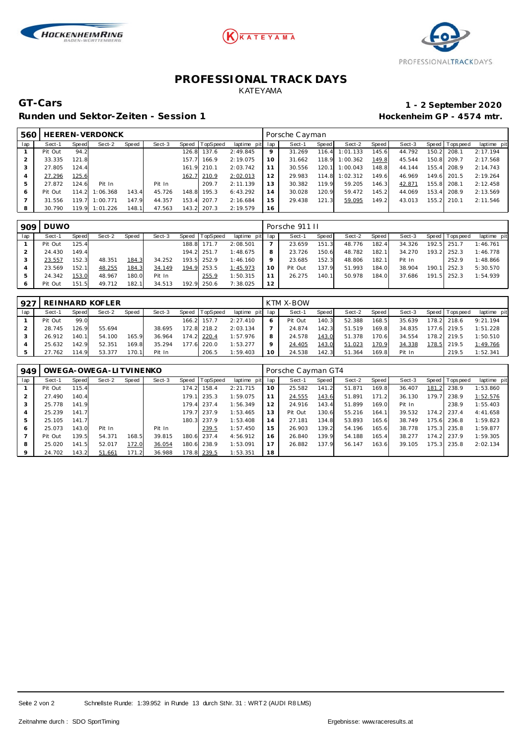# PROFESSIONAL TRACK DAYS

KATEYAMA

## GT-Cars

**1 - 2 September 2020**

## Runden und Sektor-Zeiten - Session 1

**Hockenheim GP - 4574 mtr.**

| 560 | HEEREN-VERDONCK | | | | | | | | Porsche Cayman | | | | | | | | |
|---|---|---|---|---|---|---|---|---|---|---|---|---|---|---|---|---|---|
| lap | Sect-1 | Speed | Sect-2 | Speed | Sect-3 | Speed | TopSpeed | laptime pit | lap | Sect-1 | Speed | Sect-2 | Speed | Sect-3 | Speed | Topspeed | laptime pit |
| 1 | Pit Out | 94.2 | | | | 126.8 | 137.6 | 2:49.845 | 9 | 31.269 | 116.4 | 1:01.133 | 145.6 | 44.792 | 150.2 | 208.1 | 2:17.194 |
| 2 | 33.335 | 121.8 | | | | 157.7 | 166.9 | 2:19.075 | 10 | 31.662 | 118.9 | 1:00.362 | 149.8 | 45.544 | 150.8 | 209.7 | 2:17.568 |
| 3 | 27.805 | 124.4 | | | | 161.9 | 210.1 | 2:03.742 | 11 | 30.556 | 120.1 | 1:00.043 | 148.8 | 44.144 | 155.4 | 208.9 | 2:14.743 |
| 4 | 27.296 | 125.6 | | | | 162.7 | 210.9 | 2:02.013 | 12 | 29.983 | 114.8 | 1:02.312 | 149.6 | 46.969 | 149.6 | 201.5 | 2:19.264 |
| 5 | 27.872 | 124.6 | Pit In | | Pit In | | 209.7 | 2:11.139 | 13 | 30.382 | 119.9 | 59.205 | 146.3 | 42.871 | 155.8 | 208.1 | 2:12.458 |
| 6 | Pit Out | 114.2 | 1:06.368 | 143.4 | 45.726 | 148.8 | 195.3 | 6:43.292 | 14 | 30.028 | 120.9 | 59.472 | 145.2 | 44.069 | 153.4 | 208.9 | 2:13.569 |
| 7 | 31.556 | 119.7 | 1:00.771 | 147.9 | 44.357 | 153.4 | 207.7 | 2:16.684 | 15 | 29.438 | 121.3 | 59.095 | 149.2 | 43.013 | 155.2 | 210.1 | 2:11.546 |
| 8 | 30.790 | 119.9 | 1:01.226 | 148.1 | 47.563 | 143.2 | 207.3 | 2:19.579 | 16 | | | | | | | | |

| 909 | DUWO | | | | | | | | Porsche 911 II | | | | | | | | |
|---|---|---|---|---|---|---|---|---|---|---|---|---|---|---|---|---|---|
| lap | Sect-1 | Speed | Sect-2 | Speed | Sect-3 | Speed | TopSpeed | laptime pit | lap | Sect-1 | Speed | Sect-2 | Speed | Sect-3 | Speed | Topspeed | laptime pit |
| 1 | Pit Out | 125.4 | | | | 188.8 | 171.7 | 2:08.501 | 7 | 23.659 | 151.3 | 48.776 | 182.4 | 34.326 | 192.5 | 251.7 | 1:46.761 |
| 2 | 24.430 | 149.4 | | | | 194.2 | 251.7 | 1:48.675 | 8 | 23.726 | 150.6 | 48.782 | 182.1 | 34.270 | 193.2 | 252.3 | 1:46.778 |
| 3 | 23.557 | 152.3 | 48.351 | 184.3 | 34.252 | 193.5 | 252.9 | 1:46.160 | 9 | 23.685 | 152.3 | 48.806 | 182.1 | Pit In | | 252.9 | 1:48.866 |
| 4 | 23.569 | 152.1 | 48.255 | 184.3 | 34.149 | 194.9 | 253.5 | 1:45.973 | 10 | Pit Out | 137.9 | 51.993 | 184.0 | 38.904 | 190.1 | 252.3 | 5:30.570 |
| 5 | 24.342 | 153.0 | 48.967 | 180.0 | Pit In | | 255.9 | 1:50.315 | 11 | 26.275 | 140.1 | 50.978 | 184.0 | 37.686 | 191.5 | 252.3 | 1:54.939 |
| 6 | Pit Out | 151.5 | 49.712 | 182.1 | 34.513 | 192.9 | 250.6 | 7:38.025 | 12 | | | | | | | | |

| 927 | REINHARD KOFLER | | | | | | | | KTM X-BOW | | | | | | | | |
|---|---|---|---|---|---|---|---|---|---|---|---|---|---|---|---|---|---|
| lap | Sect-1 | Speed | Sect-2 | Speed | Sect-3 | Speed | TopSpeed | laptime pit | lap | Sect-1 | Speed | Sect-2 | Speed | Sect-3 | Speed | Topspeed | laptime pit |
| 1 | Pit Out | 99.0 | | | | 166.2 | 157.7 | 2:27.410 | 6 | Pit Out | 140.3 | 52.388 | 168.5 | 35.639 | 178.2 | 218.6 | 9:21.194 |
| 2 | 28.745 | 126.9 | 55.694 | | 38.695 | 172.8 | 218.2 | 2:03.134 | 7 | 24.874 | 142.3 | 51.519 | 169.8 | 34.835 | 177.6 | 219.5 | 1:51.228 |
| 3 | 26.912 | 140.1 | 54.100 | 165.9 | 36.964 | 174.2 | 220.4 | 1:57.976 | 8 | 24.578 | 143.0 | 51.378 | 170.6 | 34.554 | 178.2 | 219.5 | 1:50.510 |
| 4 | 25.632 | 142.9 | 52.351 | 169.8 | 35.294 | 177.6 | 220.0 | 1:53.277 | 9 | 24.405 | 143.0 | 51.023 | 170.9 | 34.338 | 178.5 | 219.5 | 1:49.766 |
| 5 | 27.762 | 114.9 | 53.377 | 170.1 | Pit In | | 206.5 | 1:59.403 | 10 | 24.538 | 142.3 | 51.364 | 169.8 | Pit In | | 219.5 | 1:52.341 |

| 949 | OWEGA-OWEGA-LITVINENKO | | | | | | | | Porsche Cayman GT4 | | | | | | | | |
|---|---|---|---|---|---|---|---|---|---|---|---|---|---|---|---|---|---|
| lap | Sect-1 | Speed | Sect-2 | Speed | Sect-3 | Speed | TopSpeed | laptime pit | lap | Sect-1 | Speed | Sect-2 | Speed | Sect-3 | Speed | Topspeed | laptime pit |
| 1 | Pit Out | 115.4 | | | | 174.2 | 158.4 | 2:21.715 | 10 | 25.582 | 141.2 | 51.871 | 169.8 | 36.407 | 181.2 | 238.9 | 1:53.860 |
| 2 | 27.490 | 140.4 | | | | 179.1 | 235.3 | 1:59.075 | 11 | 24.555 | 143.6 | 51.891 | 171.2 | 36.130 | 179.7 | 238.9 | 1:52.576 |
| 3 | 25.778 | 141.9 | | | | 179.4 | 237.4 | 1:56.349 | 12 | 24.916 | 143.4 | 51.899 | 169.0 | Pit In | | 238.9 | 1:55.403 |
| 4 | 25.239 | 141.7 | | | | 179.7 | 237.9 | 1:53.465 | 13 | Pit Out | 130.6 | 55.216 | 164.1 | 39.532 | 174.2 | 237.4 | 4:41.658 |
| 5 | 25.105 | 141.7 | | | | 180.3 | 237.9 | 1:53.408 | 14 | 27.181 | 134.8 | 53.893 | 165.6 | 38.749 | 175.6 | 236.8 | 1:59.823 |
| 6 | 25.073 | 143.0 | Pit In | | Pit In | | 239.5 | 1:57.450 | 15 | 26.903 | 139.2 | 54.196 | 165.6 | 38.778 | 175.3 | 235.8 | 1:59.877 |
| 7 | Pit Out | 139.5 | 54.371 | 168.5 | 39.815 | 180.6 | 237.4 | 4:56.912 | 16 | 26.840 | 139.9 | 54.188 | 165.4 | 38.277 | 174.2 | 237.9 | 1:59.305 |
| 8 | 25.020 | 141.5 | 52.017 | 172.0 | 36.054 | 180.6 | 238.9 | 1:53.091 | 17 | 26.882 | 137.9 | 56.147 | 163.6 | 39.105 | 175.3 | 235.8 | 2:02.134 |
| 9 | 24.702 | 143.2 | 51.661 | 171.2 | 36.988 | 178.8 | 239.5 | 1:53.351 | 18 | | | | | | | | |

Schnellste Runde: 1:39.952 in Runde 13 durch StNr. 31 : WRT 2 (AUDI R8 LMS)

Zeitnahme durch : SDO SportTiming

Ergebnisse: www.raceresults.at